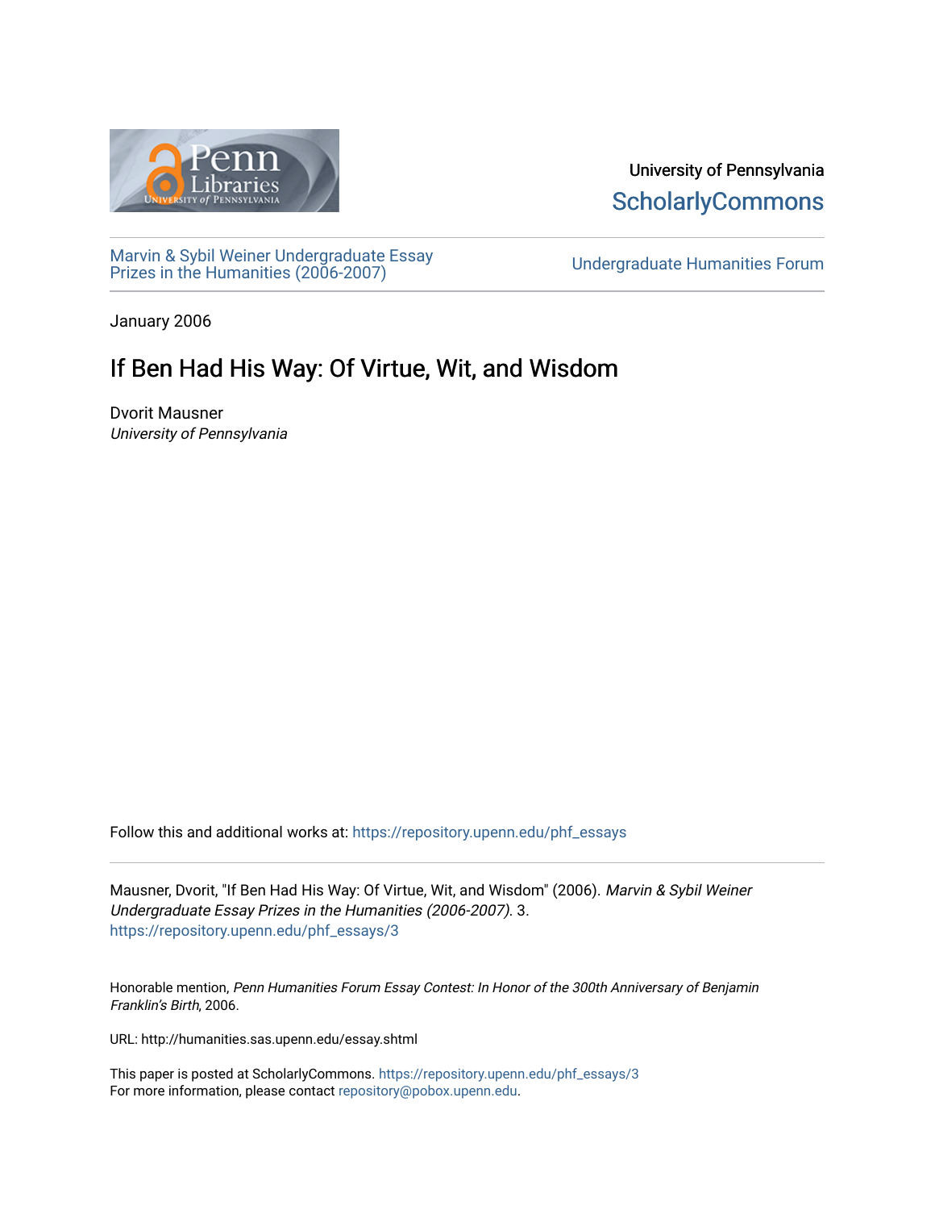University of Pennsylvania
ScholarlyCommons

Marvin & Sybil Weiner Undergraduate Essay Prizes in the Humanities (2006-2007)

Undergraduate Humanities Forum

January 2006

# If Ben Had His Way: Of Virtue, Wit, and Wisdom

Dvorit Mausner
*University of Pennsylvania*

Follow this and additional works at: https://repository.upenn.edu/phf_essays

Mausner, Dvorit, "If Ben Had His Way: Of Virtue, Wit, and Wisdom" (2006). *Marvin & Sybil Weiner Undergraduate Essay Prizes in the Humanities (2006-2007)*. 3.
https://repository.upenn.edu/phf_essays/3

Honorable mention, *Penn Humanities Forum Essay Contest: In Honor of the 300th Anniversary of Benjamin Franklin's Birth*, 2006.

URL: http://humanities.sas.upenn.edu/essay.shtml

This paper is posted at ScholarlyCommons. https://repository.upenn.edu/phf_essays/3
For more information, please contact repository@pobox.upenn.edu.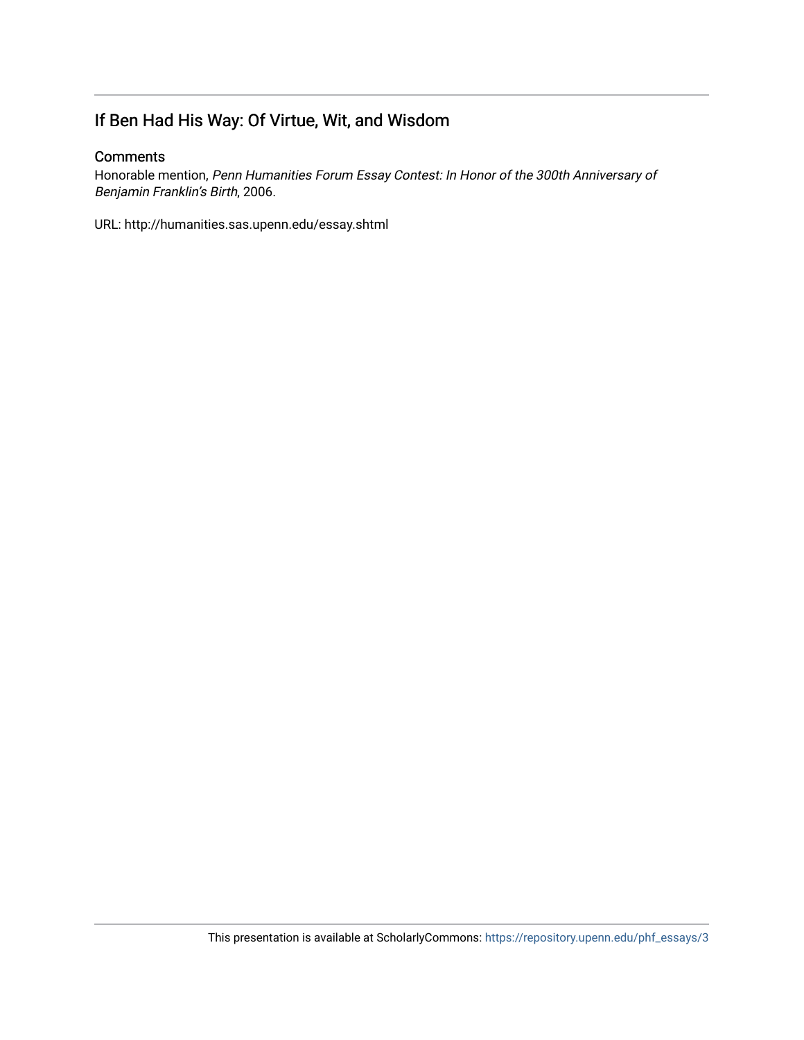## If Ben Had His Way: Of Virtue, Wit, and Wisdom

### Comments

Honorable mention, *Penn Humanities Forum Essay Contest: In Honor of the 300th Anniversary of Benjamin Franklin's Birth*, 2006.

URL: http://humanities.sas.upenn.edu/essay.shtml

This presentation is available at ScholarlyCommons: https://repository.upenn.edu/phf_essays/3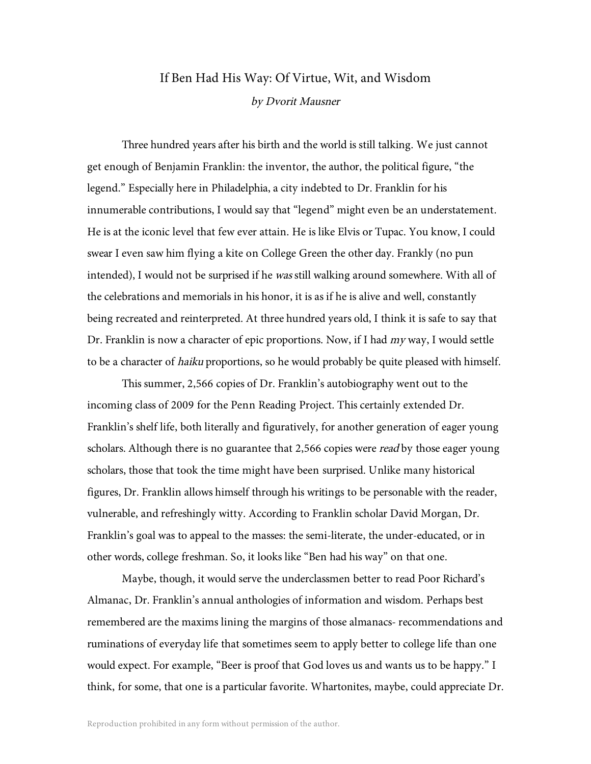# If Ben Had His Way: Of Virtue, Wit, and Wisdom

*by Dvorit Mausner*

Three hundred years after his birth and the world is still talking. We just cannot get enough of Benjamin Franklin: the inventor, the author, the political figure, "the legend." Especially here in Philadelphia, a city indebted to Dr. Franklin for his innumerable contributions, I would say that "legend" might even be an understatement. He is at the iconic level that few ever attain. He is like Elvis or Tupac. You know, I could swear I even saw him flying a kite on College Green the other day. Frankly (no pun intended), I would not be surprised if he *was* still walking around somewhere. With all of the celebrations and memorials in his honor, it is as if he is alive and well, constantly being recreated and reinterpreted. At three hundred years old, I think it is safe to say that Dr. Franklin is now a character of epic proportions. Now, if I had *my* way, I would settle to be a character of *haiku* proportions, so he would probably be quite pleased with himself.

This summer, 2,566 copies of Dr. Franklin's autobiography went out to the incoming class of 2009 for the Penn Reading Project. This certainly extended Dr. Franklin's shelf life, both literally and figuratively, for another generation of eager young scholars. Although there is no guarantee that 2,566 copies were *read* by those eager young scholars, those that took the time might have been surprised. Unlike many historical figures, Dr. Franklin allows himself through his writings to be personable with the reader, vulnerable, and refreshingly witty. According to Franklin scholar David Morgan, Dr. Franklin's goal was to appeal to the masses: the semi-literate, the under-educated, or in other words, college freshman. So, it looks like "Ben had his way" on that one.

Maybe, though, it would serve the underclassmen better to read Poor Richard's Almanac, Dr. Franklin's annual anthologies of information and wisdom. Perhaps best remembered are the maxims lining the margins of those almanacs- recommendations and ruminations of everyday life that sometimes seem to apply better to college life than one would expect. For example, "Beer is proof that God loves us and wants us to be happy." I think, for some, that one is a particular favorite. Whartonites, maybe, could appreciate Dr.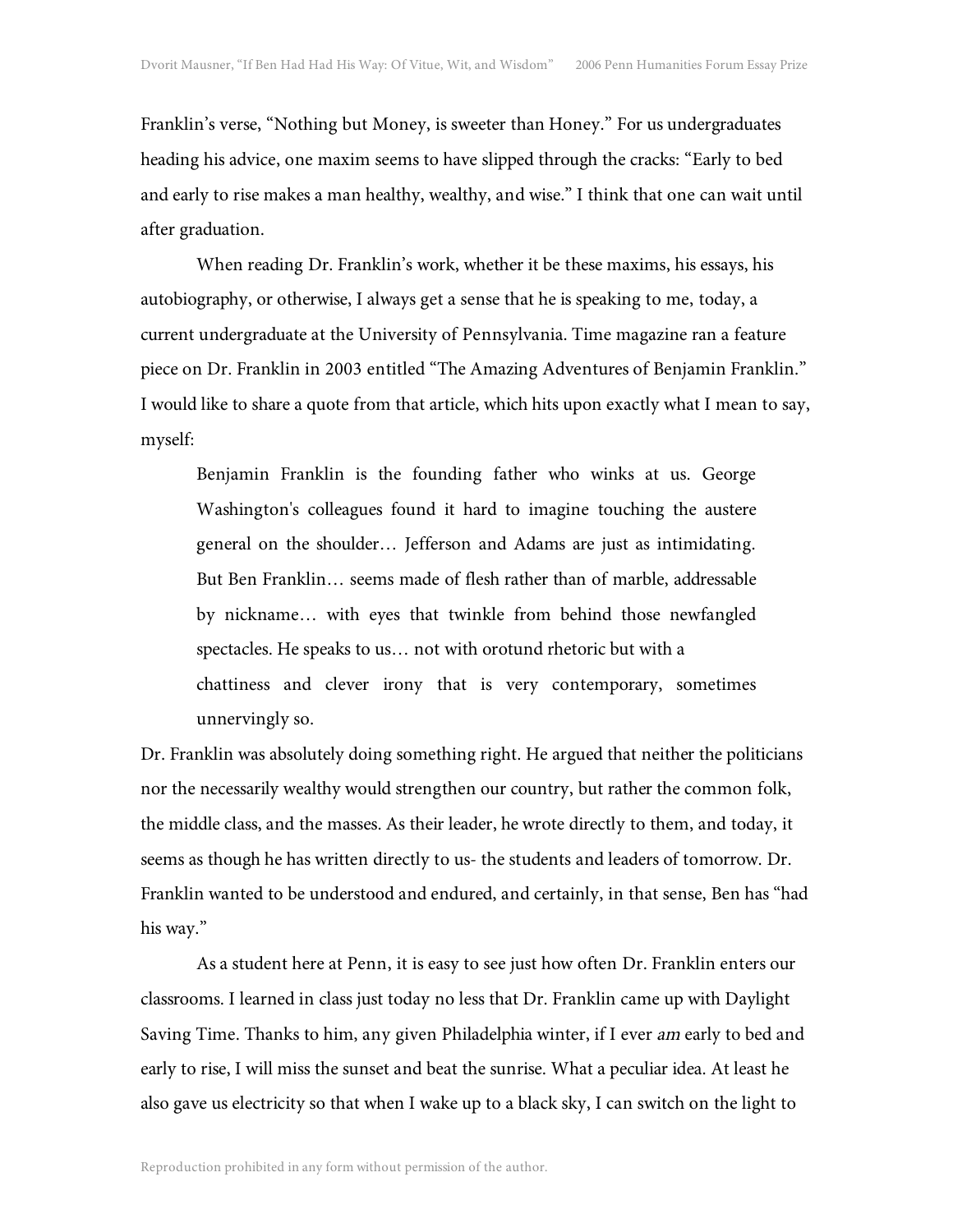Franklin's verse, "Nothing but Money, is sweeter than Honey." For us undergraduates heading his advice, one maxim seems to have slipped through the cracks: "Early to bed and early to rise makes a man healthy, wealthy, and wise." I think that one can wait until after graduation.

When reading Dr. Franklin's work, whether it be these maxims, his essays, his autobiography, or otherwise, I always get a sense that he is speaking to me, today, a current undergraduate at the University of Pennsylvania. Time magazine ran a feature piece on Dr. Franklin in 2003 entitled "The Amazing Adventures of Benjamin Franklin." I would like to share a quote from that article, which hits upon exactly what I mean to say, myself:

> Benjamin Franklin is the founding father who winks at us. George Washington's colleagues found it hard to imagine touching the austere general on the shoulder… Jefferson and Adams are just as intimidating. But Ben Franklin… seems made of flesh rather than of marble, addressable by nickname… with eyes that twinkle from behind those newfangled spectacles. He speaks to us… not with orotund rhetoric but with a chattiness and clever irony that is very contemporary, sometimes unnervingly so.

Dr. Franklin was absolutely doing something right. He argued that neither the politicians nor the necessarily wealthy would strengthen our country, but rather the common folk, the middle class, and the masses. As their leader, he wrote directly to them, and today, it seems as though he has written directly to us- the students and leaders of tomorrow. Dr. Franklin wanted to be understood and endured, and certainly, in that sense, Ben has "had his way."

As a student here at Penn, it is easy to see just how often Dr. Franklin enters our classrooms. I learned in class just today no less that Dr. Franklin came up with Daylight Saving Time. Thanks to him, any given Philadelphia winter, if I ever *am* early to bed and early to rise, I will miss the sunset and beat the sunrise. What a peculiar idea. At least he also gave us electricity so that when I wake up to a black sky, I can switch on the light to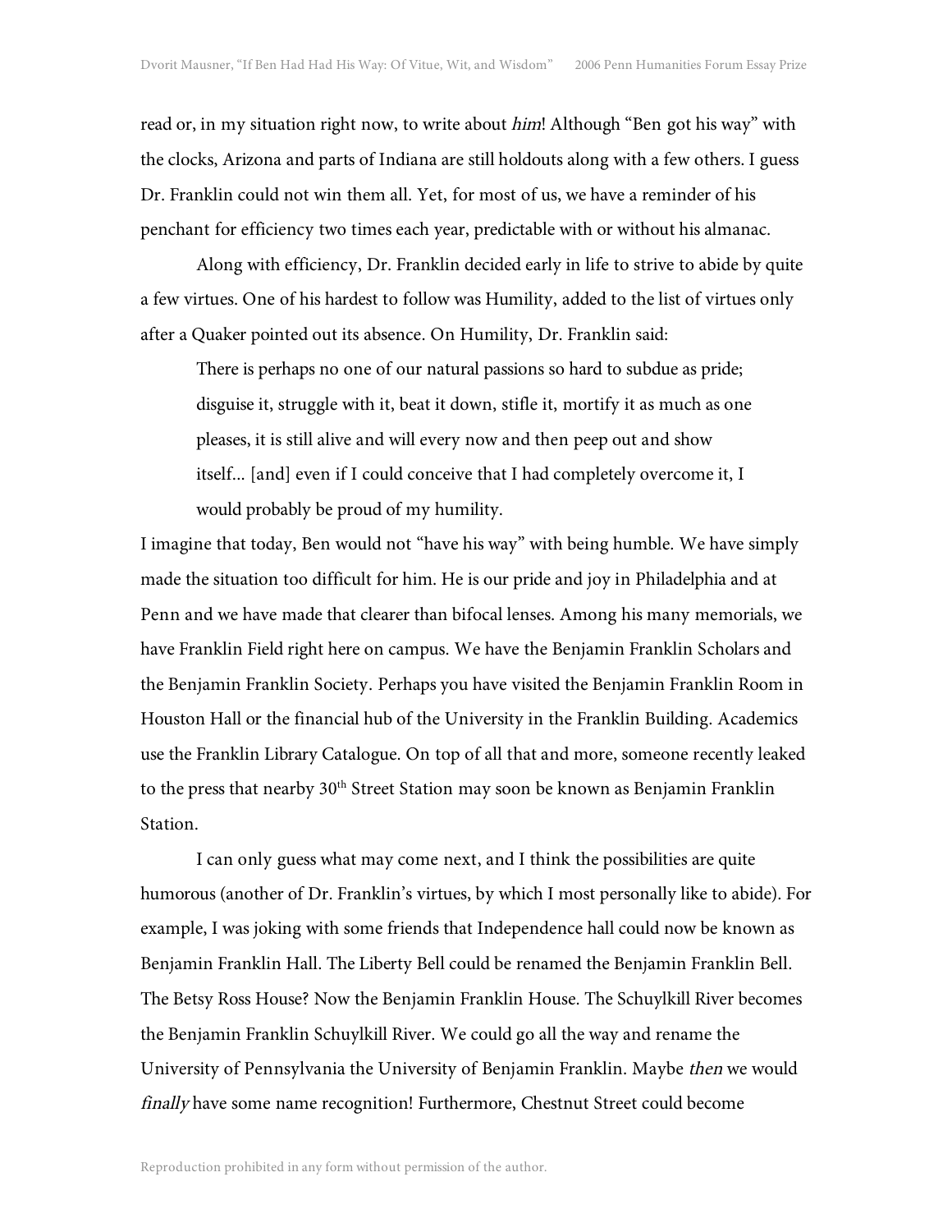read or, in my situation right now, to write about *him*! Although "Ben got his way" with the clocks, Arizona and parts of Indiana are still holdouts along with a few others. I guess Dr. Franklin could not win them all. Yet, for most of us, we have a reminder of his penchant for efficiency two times each year, predictable with or without his almanac.

Along with efficiency, Dr. Franklin decided early in life to strive to abide by quite a few virtues. One of his hardest to follow was Humility, added to the list of virtues only after a Quaker pointed out its absence. On Humility, Dr. Franklin said:

> There is perhaps no one of our natural passions so hard to subdue as pride; disguise it, struggle with it, beat it down, stifle it, mortify it as much as one pleases, it is still alive and will every now and then peep out and show itself... [and] even if I could conceive that I had completely overcome it, I would probably be proud of my humility.

I imagine that today, Ben would not "have his way" with being humble. We have simply made the situation too difficult for him. He is our pride and joy in Philadelphia and at Penn and we have made that clearer than bifocal lenses. Among his many memorials, we have Franklin Field right here on campus. We have the Benjamin Franklin Scholars and the Benjamin Franklin Society. Perhaps you have visited the Benjamin Franklin Room in Houston Hall or the financial hub of the University in the Franklin Building. Academics use the Franklin Library Catalogue. On top of all that and more, someone recently leaked to the press that nearby 30th Street Station may soon be known as Benjamin Franklin Station.

I can only guess what may come next, and I think the possibilities are quite humorous (another of Dr. Franklin's virtues, by which I most personally like to abide). For example, I was joking with some friends that Independence hall could now be known as Benjamin Franklin Hall. The Liberty Bell could be renamed the Benjamin Franklin Bell. The Betsy Ross House? Now the Benjamin Franklin House. The Schuylkill River becomes the Benjamin Franklin Schuylkill River. We could go all the way and rename the University of Pennsylvania the University of Benjamin Franklin. Maybe *then* we would *finally* have some name recognition! Furthermore, Chestnut Street could become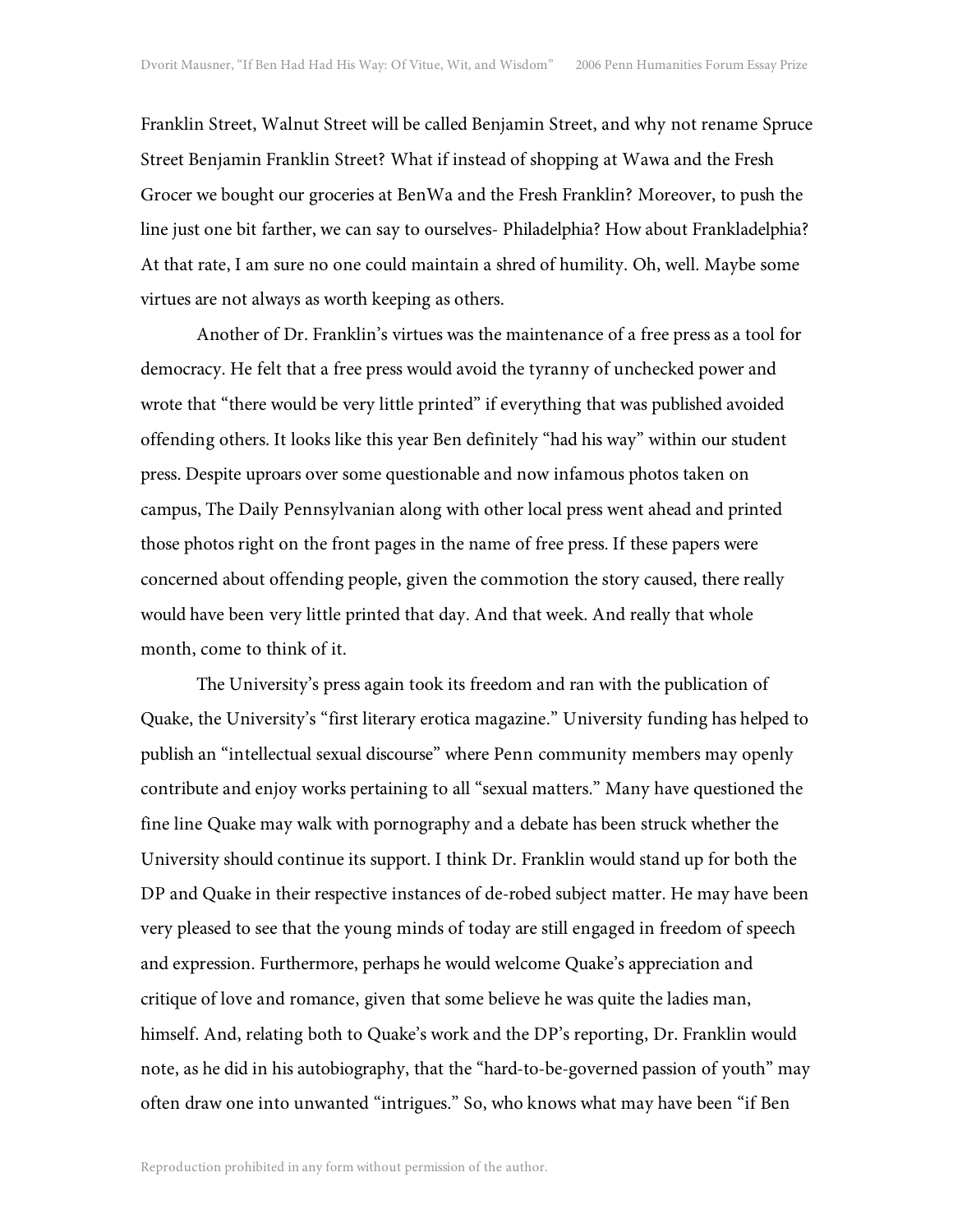Franklin Street, Walnut Street will be called Benjamin Street, and why not rename Spruce Street Benjamin Franklin Street? What if instead of shopping at Wawa and the Fresh Grocer we bought our groceries at BenWa and the Fresh Franklin? Moreover, to push the line just one bit farther, we can say to ourselves- Philadelphia? How about Frankladelphia? At that rate, I am sure no one could maintain a shred of humility. Oh, well. Maybe some virtues are not always as worth keeping as others.

Another of Dr. Franklin's virtues was the maintenance of a free press as a tool for democracy. He felt that a free press would avoid the tyranny of unchecked power and wrote that "there would be very little printed" if everything that was published avoided offending others. It looks like this year Ben definitely "had his way" within our student press. Despite uproars over some questionable and now infamous photos taken on campus, The Daily Pennsylvanian along with other local press went ahead and printed those photos right on the front pages in the name of free press. If these papers were concerned about offending people, given the commotion the story caused, there really would have been very little printed that day. And that week. And really that whole month, come to think of it.

The University's press again took its freedom and ran with the publication of Quake, the University's "first literary erotica magazine." University funding has helped to publish an "intellectual sexual discourse" where Penn community members may openly contribute and enjoy works pertaining to all "sexual matters." Many have questioned the fine line Quake may walk with pornography and a debate has been struck whether the University should continue its support. I think Dr. Franklin would stand up for both the DP and Quake in their respective instances of de-robed subject matter. He may have been very pleased to see that the young minds of today are still engaged in freedom of speech and expression. Furthermore, perhaps he would welcome Quake's appreciation and critique of love and romance, given that some believe he was quite the ladies man, himself. And, relating both to Quake's work and the DP's reporting, Dr. Franklin would note, as he did in his autobiography, that the "hard-to-be-governed passion of youth" may often draw one into unwanted "intrigues." So, who knows what may have been "if Ben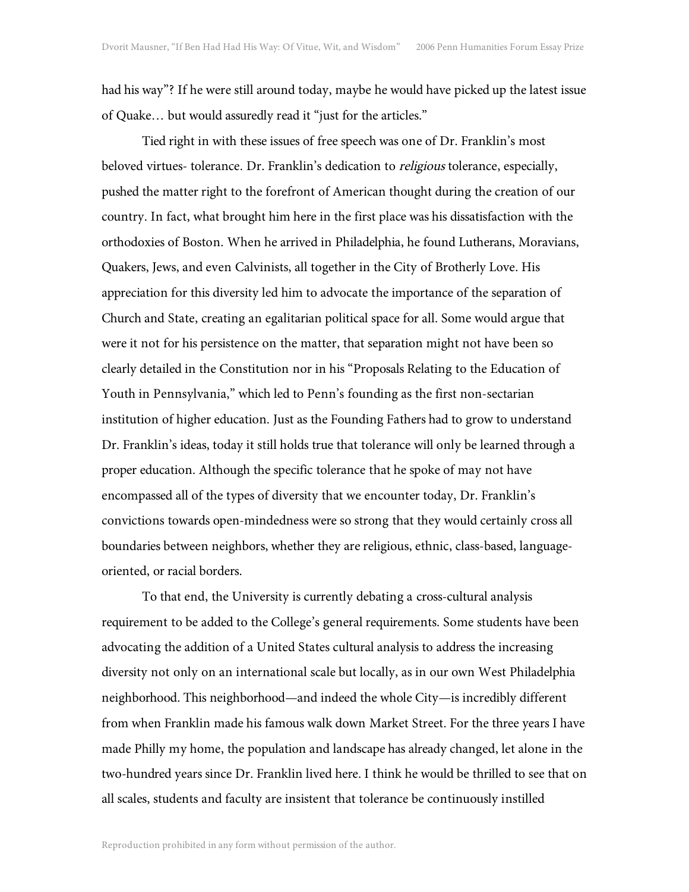had his way"? If he were still around today, maybe he would have picked up the latest issue of Quake… but would assuredly read it "just for the articles."

Tied right in with these issues of free speech was one of Dr. Franklin's most beloved virtues- tolerance. Dr. Franklin's dedication to *religious* tolerance, especially, pushed the matter right to the forefront of American thought during the creation of our country. In fact, what brought him here in the first place was his dissatisfaction with the orthodoxies of Boston. When he arrived in Philadelphia, he found Lutherans, Moravians, Quakers, Jews, and even Calvinists, all together in the City of Brotherly Love. His appreciation for this diversity led him to advocate the importance of the separation of Church and State, creating an egalitarian political space for all. Some would argue that were it not for his persistence on the matter, that separation might not have been so clearly detailed in the Constitution nor in his "Proposals Relating to the Education of Youth in Pennsylvania," which led to Penn's founding as the first non-sectarian institution of higher education. Just as the Founding Fathers had to grow to understand Dr. Franklin's ideas, today it still holds true that tolerance will only be learned through a proper education. Although the specific tolerance that he spoke of may not have encompassed all of the types of diversity that we encounter today, Dr. Franklin's convictions towards open-mindedness were so strong that they would certainly cross all boundaries between neighbors, whether they are religious, ethnic, class-based, language-oriented, or racial borders.

To that end, the University is currently debating a cross-cultural analysis requirement to be added to the College's general requirements. Some students have been advocating the addition of a United States cultural analysis to address the increasing diversity not only on an international scale but locally, as in our own West Philadelphia neighborhood. This neighborhood—and indeed the whole City—is incredibly different from when Franklin made his famous walk down Market Street. For the three years I have made Philly my home, the population and landscape has already changed, let alone in the two-hundred years since Dr. Franklin lived here. I think he would be thrilled to see that on all scales, students and faculty are insistent that tolerance be continuously instilled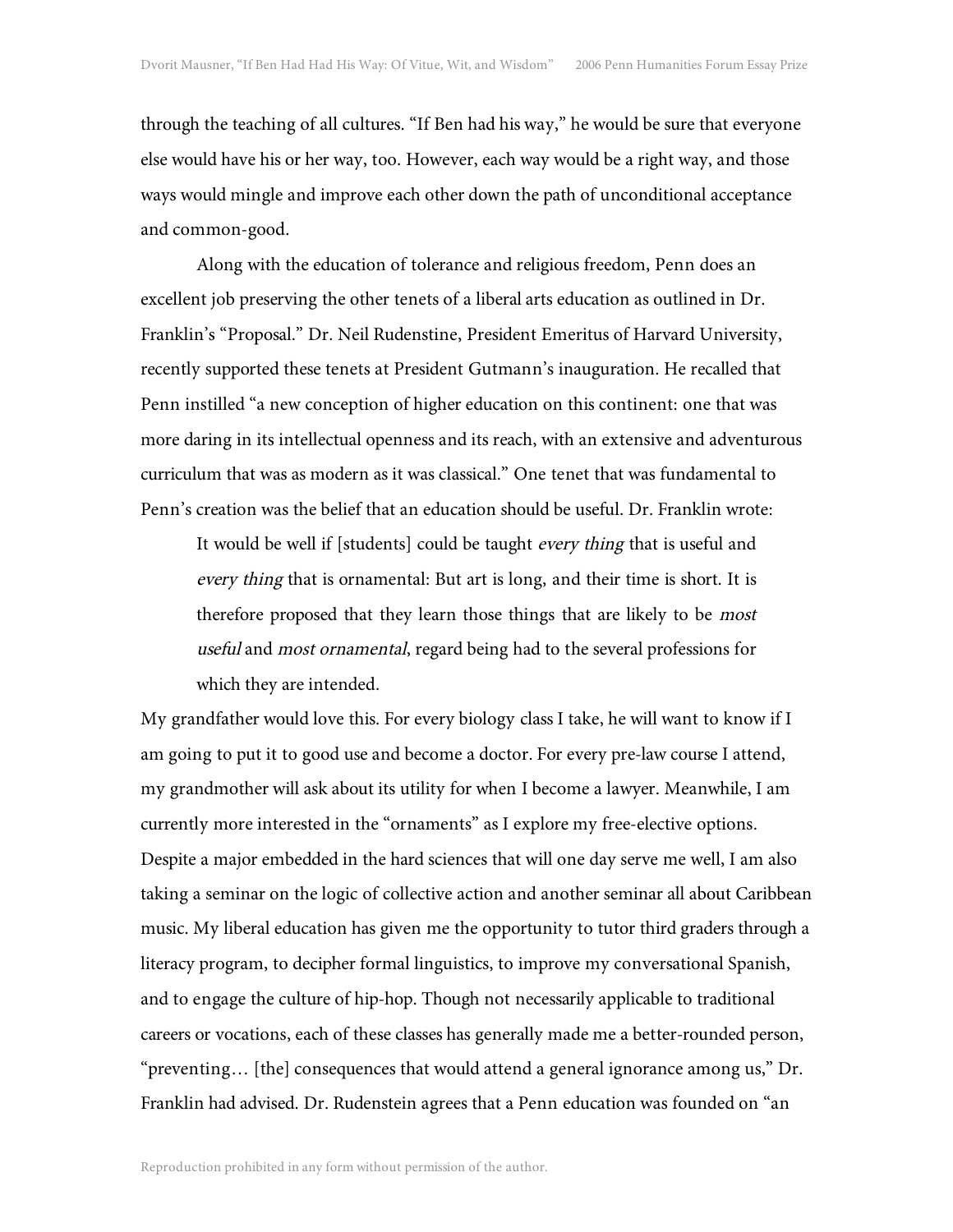through the teaching of all cultures. "If Ben had his way," he would be sure that everyone else would have his or her way, too. However, each way would be a right way, and those ways would mingle and improve each other down the path of unconditional acceptance and common-good.

Along with the education of tolerance and religious freedom, Penn does an excellent job preserving the other tenets of a liberal arts education as outlined in Dr. Franklin's "Proposal." Dr. Neil Rudenstine, President Emeritus of Harvard University, recently supported these tenets at President Gutmann's inauguration. He recalled that Penn instilled "a new conception of higher education on this continent: one that was more daring in its intellectual openness and its reach, with an extensive and adventurous curriculum that was as modern as it was classical." One tenet that was fundamental to Penn's creation was the belief that an education should be useful. Dr. Franklin wrote:

> It would be well if [students] could be taught *every thing* that is useful and *every thing* that is ornamental: But art is long, and their time is short. It is therefore proposed that they learn those things that are likely to be *most useful* and *most ornamental*, regard being had to the several professions for which they are intended.

My grandfather would love this. For every biology class I take, he will want to know if I am going to put it to good use and become a doctor. For every pre-law course I attend, my grandmother will ask about its utility for when I become a lawyer. Meanwhile, I am currently more interested in the "ornaments" as I explore my free-elective options. Despite a major embedded in the hard sciences that will one day serve me well, I am also taking a seminar on the logic of collective action and another seminar all about Caribbean music. My liberal education has given me the opportunity to tutor third graders through a literacy program, to decipher formal linguistics, to improve my conversational Spanish, and to engage the culture of hip-hop. Though not necessarily applicable to traditional careers or vocations, each of these classes has generally made me a better-rounded person, "preventing… [the] consequences that would attend a general ignorance among us," Dr. Franklin had advised. Dr. Rudenstein agrees that a Penn education was founded on "an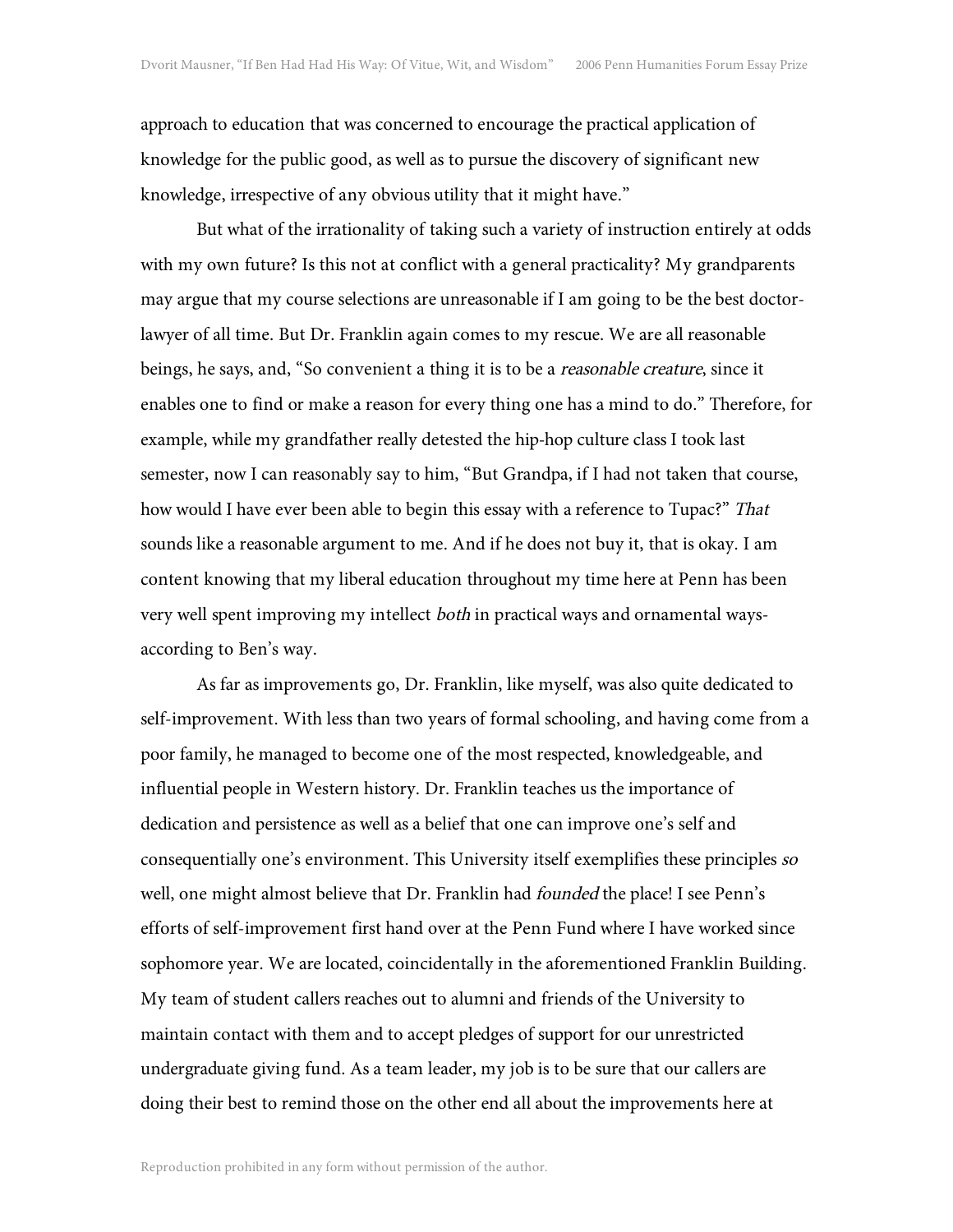approach to education that was concerned to encourage the practical application of knowledge for the public good, as well as to pursue the discovery of significant new knowledge, irrespective of any obvious utility that it might have."

But what of the irrationality of taking such a variety of instruction entirely at odds with my own future? Is this not at conflict with a general practicality? My grandparents may argue that my course selections are unreasonable if I am going to be the best doctor-lawyer of all time. But Dr. Franklin again comes to my rescue. We are all reasonable beings, he says, and, "So convenient a thing it is to be a *reasonable creature*, since it enables one to find or make a reason for every thing one has a mind to do." Therefore, for example, while my grandfather really detested the hip-hop culture class I took last semester, now I can reasonably say to him, "But Grandpa, if I had not taken that course, how would I have ever been able to begin this essay with a reference to Tupac?" *That* sounds like a reasonable argument to me. And if he does not buy it, that is okay. I am content knowing that my liberal education throughout my time here at Penn has been very well spent improving my intellect *both* in practical ways and ornamental ways- according to Ben's way.

As far as improvements go, Dr. Franklin, like myself, was also quite dedicated to self-improvement. With less than two years of formal schooling, and having come from a poor family, he managed to become one of the most respected, knowledgeable, and influential people in Western history. Dr. Franklin teaches us the importance of dedication and persistence as well as a belief that one can improve one's self and consequentially one's environment. This University itself exemplifies these principles *so* well, one might almost believe that Dr. Franklin had *founded* the place! I see Penn's efforts of self-improvement first hand over at the Penn Fund where I have worked since sophomore year. We are located, coincidentally in the aforementioned Franklin Building. My team of student callers reaches out to alumni and friends of the University to maintain contact with them and to accept pledges of support for our unrestricted undergraduate giving fund. As a team leader, my job is to be sure that our callers are doing their best to remind those on the other end all about the improvements here at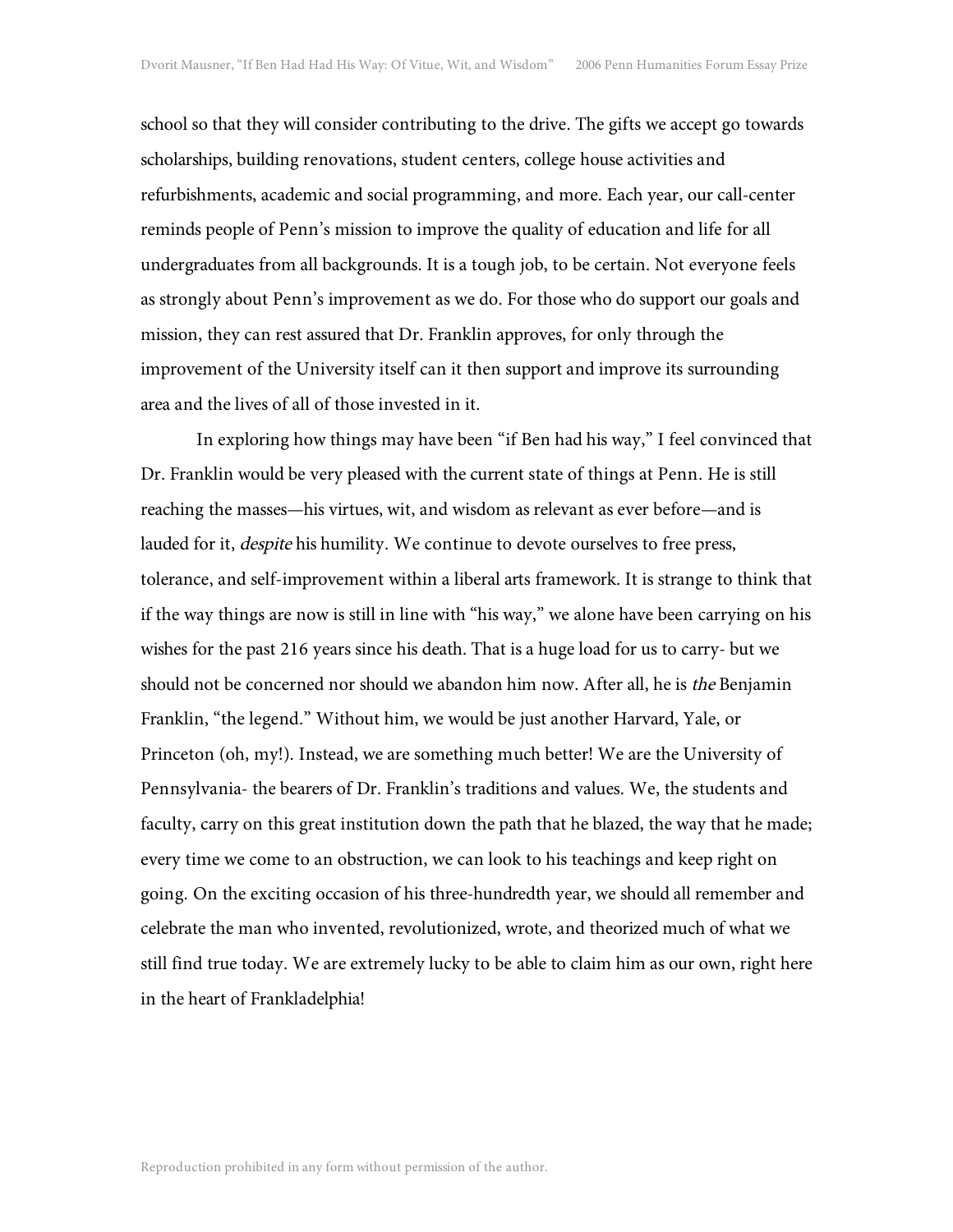school so that they will consider contributing to the drive. The gifts we accept go towards scholarships, building renovations, student centers, college house activities and refurbishments, academic and social programming, and more. Each year, our call-center reminds people of Penn's mission to improve the quality of education and life for all undergraduates from all backgrounds. It is a tough job, to be certain. Not everyone feels as strongly about Penn's improvement as we do. For those who do support our goals and mission, they can rest assured that Dr. Franklin approves, for only through the improvement of the University itself can it then support and improve its surrounding area and the lives of all of those invested in it.

In exploring how things may have been "if Ben had his way," I feel convinced that Dr. Franklin would be very pleased with the current state of things at Penn. He is still reaching the masses—his virtues, wit, and wisdom as relevant as ever before—and is lauded for it, *despite* his humility. We continue to devote ourselves to free press, tolerance, and self-improvement within a liberal arts framework. It is strange to think that if the way things are now is still in line with "his way," we alone have been carrying on his wishes for the past 216 years since his death. That is a huge load for us to carry- but we should not be concerned nor should we abandon him now. After all, he is *the* Benjamin Franklin, "the legend." Without him, we would be just another Harvard, Yale, or Princeton (oh, my!). Instead, we are something much better! We are the University of Pennsylvania- the bearers of Dr. Franklin's traditions and values. We, the students and faculty, carry on this great institution down the path that he blazed, the way that he made; every time we come to an obstruction, we can look to his teachings and keep right on going. On the exciting occasion of his three-hundredth year, we should all remember and celebrate the man who invented, revolutionized, wrote, and theorized much of what we still find true today. We are extremely lucky to be able to claim him as our own, right here in the heart of Frankladelphia!